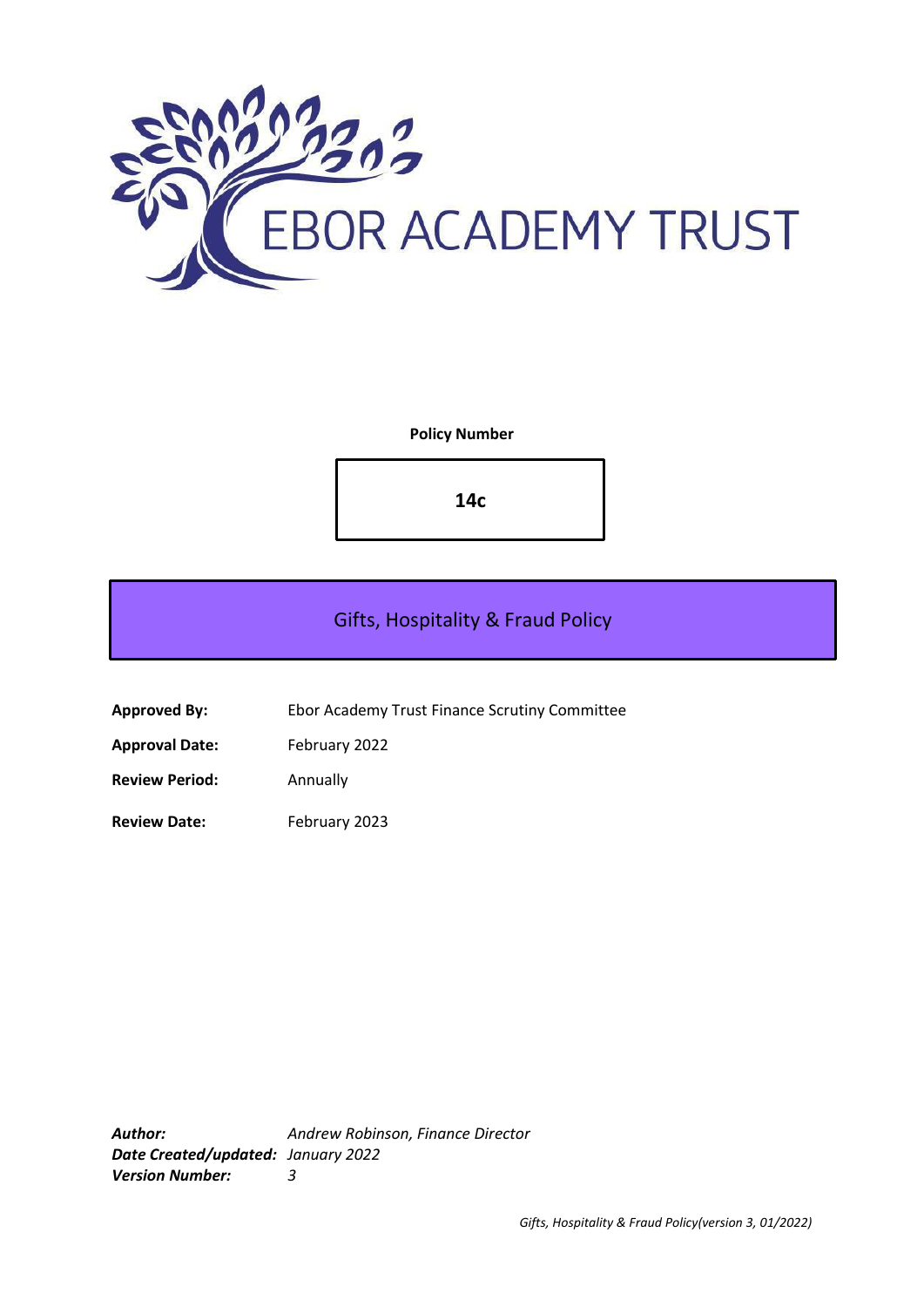EBOR ACADEMY TRUST

**Policy Number**

**14c**

# Gifts, Hospitality & Fraud Policy

| | |
|---|---|
| **Approved By:** | Ebor Academy Trust Finance Scrutiny Committee |
| **Approval Date:** | February 2022 |
| **Review Period:** | Annually |
| **Review Date:** | February 2023 |

***Author:*** *Andrew Robinson, Finance Director*
***Date Created/updated:*** *January 2022*
***Version Number:*** *3*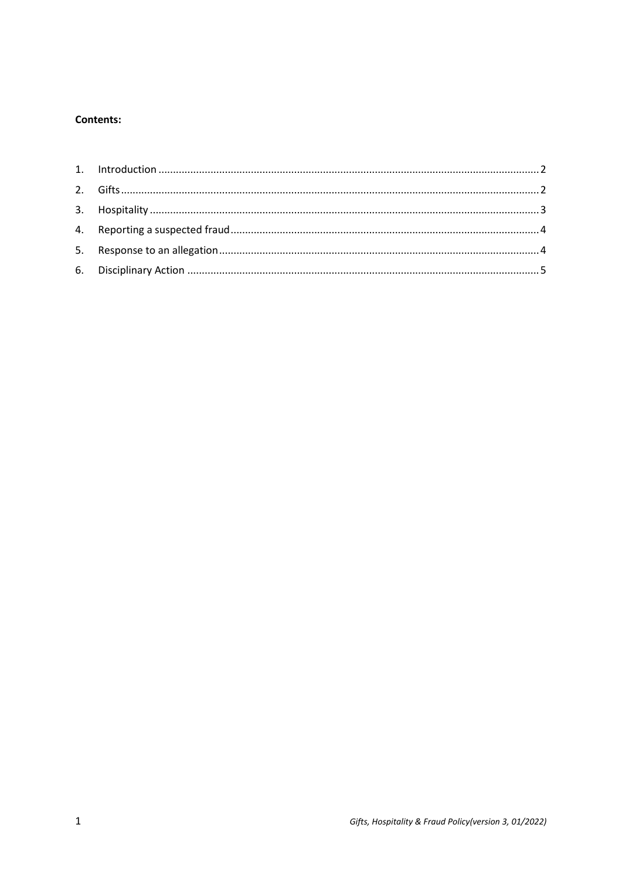**Contents:**

1. Introduction ............................................................ 2
2. Gifts ............................................................ 2
3. Hospitality ............................................................ 3
4. Reporting a suspected fraud ............................................................ 4
5. Response to an allegation ............................................................ 4
6. Disciplinary Action ............................................................ 5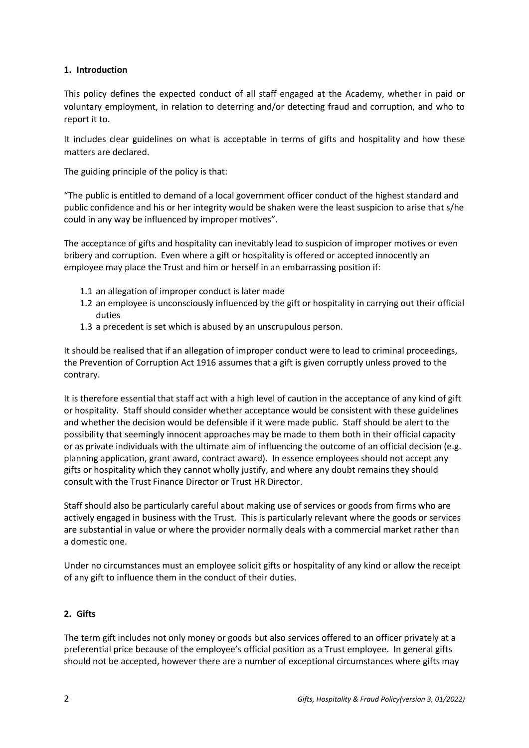## 1. Introduction

This policy defines the expected conduct of all staff engaged at the Academy, whether in paid or voluntary employment, in relation to deterring and/or detecting fraud and corruption, and who to report it to.

It includes clear guidelines on what is acceptable in terms of gifts and hospitality and how these matters are declared.

The guiding principle of the policy is that:

"The public is entitled to demand of a local government officer conduct of the highest standard and public confidence and his or her integrity would be shaken were the least suspicion to arise that s/he could in any way be influenced by improper motives".

The acceptance of gifts and hospitality can inevitably lead to suspicion of improper motives or even bribery and corruption. Even where a gift or hospitality is offered or accepted innocently an employee may place the Trust and him or herself in an embarrassing position if:

- 1.1 an allegation of improper conduct is later made
- 1.2 an employee is unconsciously influenced by the gift or hospitality in carrying out their official duties
- 1.3 a precedent is set which is abused by an unscrupulous person.

It should be realised that if an allegation of improper conduct were to lead to criminal proceedings, the Prevention of Corruption Act 1916 assumes that a gift is given corruptly unless proved to the contrary.

It is therefore essential that staff act with a high level of caution in the acceptance of any kind of gift or hospitality. Staff should consider whether acceptance would be consistent with these guidelines and whether the decision would be defensible if it were made public. Staff should be alert to the possibility that seemingly innocent approaches may be made to them both in their official capacity or as private individuals with the ultimate aim of influencing the outcome of an official decision (e.g. planning application, grant award, contract award). In essence employees should not accept any gifts or hospitality which they cannot wholly justify, and where any doubt remains they should consult with the Trust Finance Director or Trust HR Director.

Staff should also be particularly careful about making use of services or goods from firms who are actively engaged in business with the Trust. This is particularly relevant where the goods or services are substantial in value or where the provider normally deals with a commercial market rather than a domestic one.

Under no circumstances must an employee solicit gifts or hospitality of any kind or allow the receipt of any gift to influence them in the conduct of their duties.

## 2. Gifts

The term gift includes not only money or goods but also services offered to an officer privately at a preferential price because of the employee's official position as a Trust employee. In general gifts should not be accepted, however there are a number of exceptional circumstances where gifts may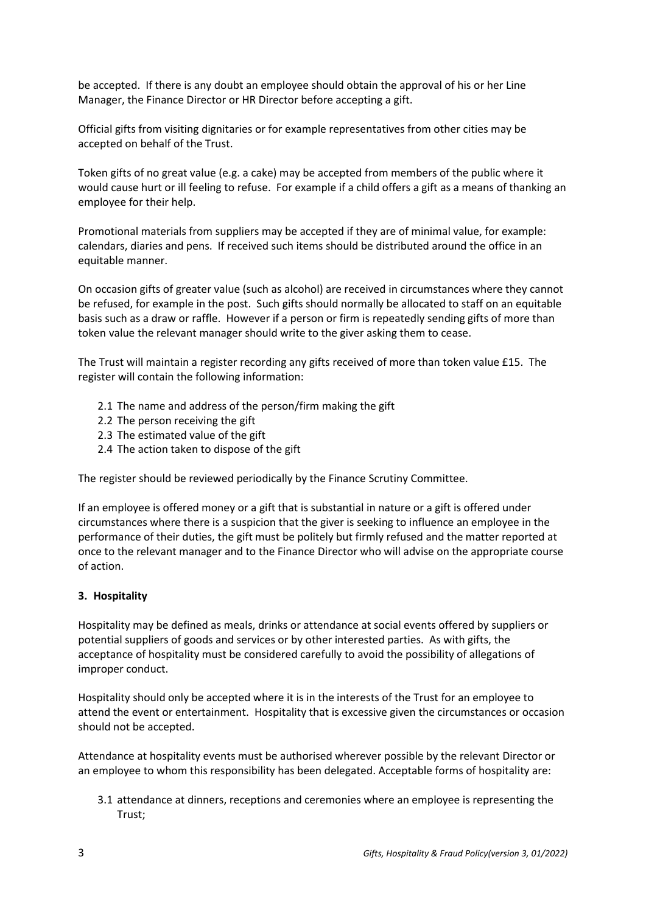be accepted. If there is any doubt an employee should obtain the approval of his or her Line Manager, the Finance Director or HR Director before accepting a gift.

Official gifts from visiting dignitaries or for example representatives from other cities may be accepted on behalf of the Trust.

Token gifts of no great value (e.g. a cake) may be accepted from members of the public where it would cause hurt or ill feeling to refuse. For example if a child offers a gift as a means of thanking an employee for their help.

Promotional materials from suppliers may be accepted if they are of minimal value, for example: calendars, diaries and pens. If received such items should be distributed around the office in an equitable manner.

On occasion gifts of greater value (such as alcohol) are received in circumstances where they cannot be refused, for example in the post. Such gifts should normally be allocated to staff on an equitable basis such as a draw or raffle. However if a person or firm is repeatedly sending gifts of more than token value the relevant manager should write to the giver asking them to cease.

The Trust will maintain a register recording any gifts received of more than token value £15. The register will contain the following information:

2.1 The name and address of the person/firm making the gift
2.2 The person receiving the gift
2.3 The estimated value of the gift
2.4 The action taken to dispose of the gift

The register should be reviewed periodically by the Finance Scrutiny Committee.

If an employee is offered money or a gift that is substantial in nature or a gift is offered under circumstances where there is a suspicion that the giver is seeking to influence an employee in the performance of their duties, the gift must be politely but firmly refused and the matter reported at once to the relevant manager and to the Finance Director who will advise on the appropriate course of action.

## 3. Hospitality

Hospitality may be defined as meals, drinks or attendance at social events offered by suppliers or potential suppliers of goods and services or by other interested parties. As with gifts, the acceptance of hospitality must be considered carefully to avoid the possibility of allegations of improper conduct.

Hospitality should only be accepted where it is in the interests of the Trust for an employee to attend the event or entertainment. Hospitality that is excessive given the circumstances or occasion should not be accepted.

Attendance at hospitality events must be authorised wherever possible by the relevant Director or an employee to whom this responsibility has been delegated. Acceptable forms of hospitality are:

3.1 attendance at dinners, receptions and ceremonies where an employee is representing the Trust;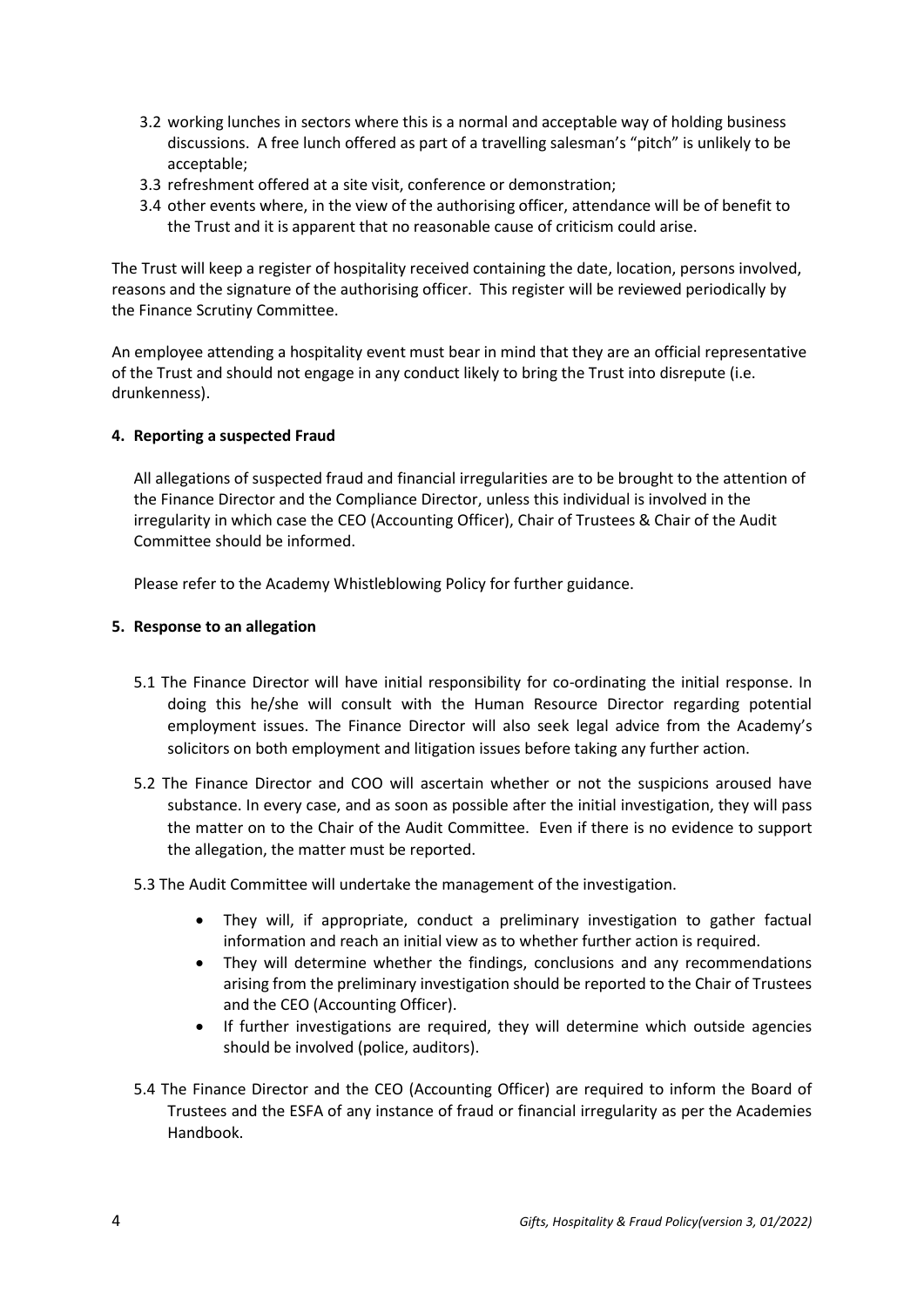3.2 working lunches in sectors where this is a normal and acceptable way of holding business discussions. A free lunch offered as part of a travelling salesman's "pitch" is unlikely to be acceptable;

3.3 refreshment offered at a site visit, conference or demonstration;

3.4 other events where, in the view of the authorising officer, attendance will be of benefit to the Trust and it is apparent that no reasonable cause of criticism could arise.

The Trust will keep a register of hospitality received containing the date, location, persons involved, reasons and the signature of the authorising officer. This register will be reviewed periodically by the Finance Scrutiny Committee.

An employee attending a hospitality event must bear in mind that they are an official representative of the Trust and should not engage in any conduct likely to bring the Trust into disrepute (i.e. drunkenness).

## 4. Reporting a suspected Fraud

All allegations of suspected fraud and financial irregularities are to be brought to the attention of the Finance Director and the Compliance Director, unless this individual is involved in the irregularity in which case the CEO (Accounting Officer), Chair of Trustees & Chair of the Audit Committee should be informed.

Please refer to the Academy Whistleblowing Policy for further guidance.

## 5. Response to an allegation

5.1 The Finance Director will have initial responsibility for co-ordinating the initial response. In doing this he/she will consult with the Human Resource Director regarding potential employment issues. The Finance Director will also seek legal advice from the Academy's solicitors on both employment and litigation issues before taking any further action.

5.2 The Finance Director and COO will ascertain whether or not the suspicions aroused have substance. In every case, and as soon as possible after the initial investigation, they will pass the matter on to the Chair of the Audit Committee. Even if there is no evidence to support the allegation, the matter must be reported.

5.3 The Audit Committee will undertake the management of the investigation.

- They will, if appropriate, conduct a preliminary investigation to gather factual information and reach an initial view as to whether further action is required.
- They will determine whether the findings, conclusions and any recommendations arising from the preliminary investigation should be reported to the Chair of Trustees and the CEO (Accounting Officer).
- If further investigations are required, they will determine which outside agencies should be involved (police, auditors).

5.4 The Finance Director and the CEO (Accounting Officer) are required to inform the Board of Trustees and the ESFA of any instance of fraud or financial irregularity as per the Academies Handbook.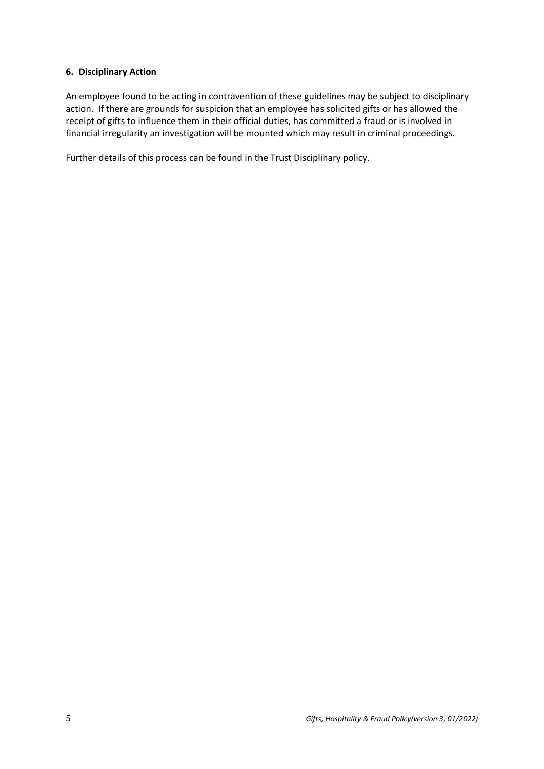## 6. Disciplinary Action

An employee found to be acting in contravention of these guidelines may be subject to disciplinary action. If there are grounds for suspicion that an employee has solicited gifts or has allowed the receipt of gifts to influence them in their official duties, has committed a fraud or is involved in financial irregularity an investigation will be mounted which may result in criminal proceedings.

Further details of this process can be found in the Trust Disciplinary policy.